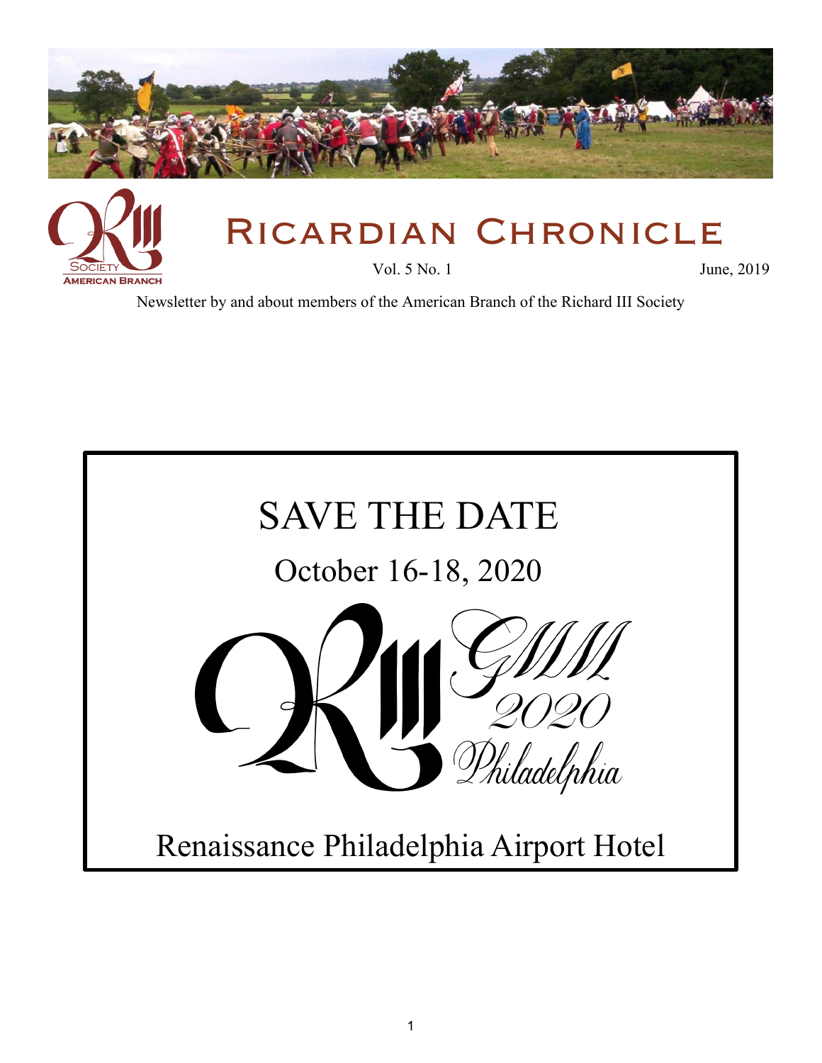# Ricardian Chronicle

Vol. 5 No. 1 — June, 2019

Newsletter by and about members of the American Branch of the Richard III Society

## SAVE THE DATE

### October 16-18, 2020

GMM 2020 Philadelphia

Renaissance Philadelphia Airport Hotel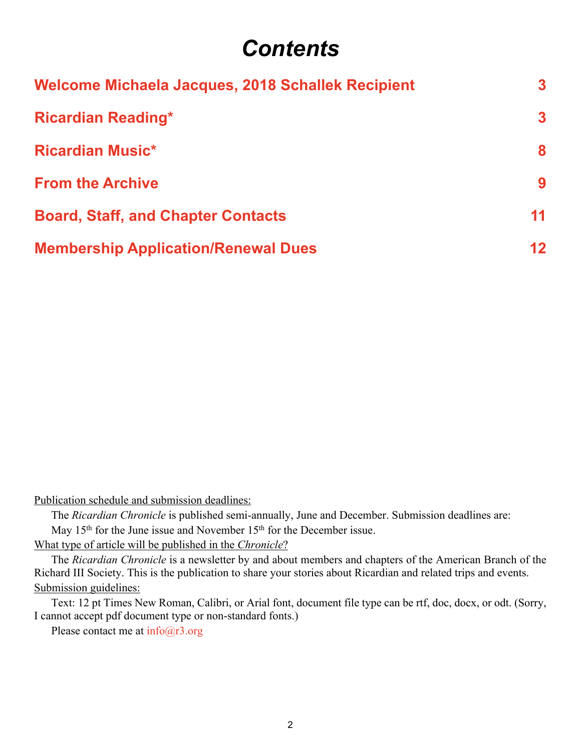# *Contents*

| | |
|---|---|
| **Welcome Michaela Jacques, 2018 Schallek Recipient** | **3** |
| **Ricardian Reading*** | **3** |
| **Ricardian Music*** | **8** |
| **From the Archive** | **9** |
| **Board, Staff, and Chapter Contacts** | **11** |
| **Membership Application/Renewal Dues** | **12** |

Publication schedule and submission deadlines:

The *Ricardian Chronicle* is published semi-annually, June and December. Submission deadlines are: May 15th for the June issue and November 15th for the December issue.

What type of article will be published in the *Chronicle*?

The *Ricardian Chronicle* is a newsletter by and about members and chapters of the American Branch of the Richard III Society. This is the publication to share your stories about Ricardian and related trips and events.

Submission guidelines:

Text: 12 pt Times New Roman, Calibri, or Arial font, document file type can be rtf, doc, docx, or odt. (Sorry, I cannot accept pdf document type or non-standard fonts.)

Please contact me at info@r3.org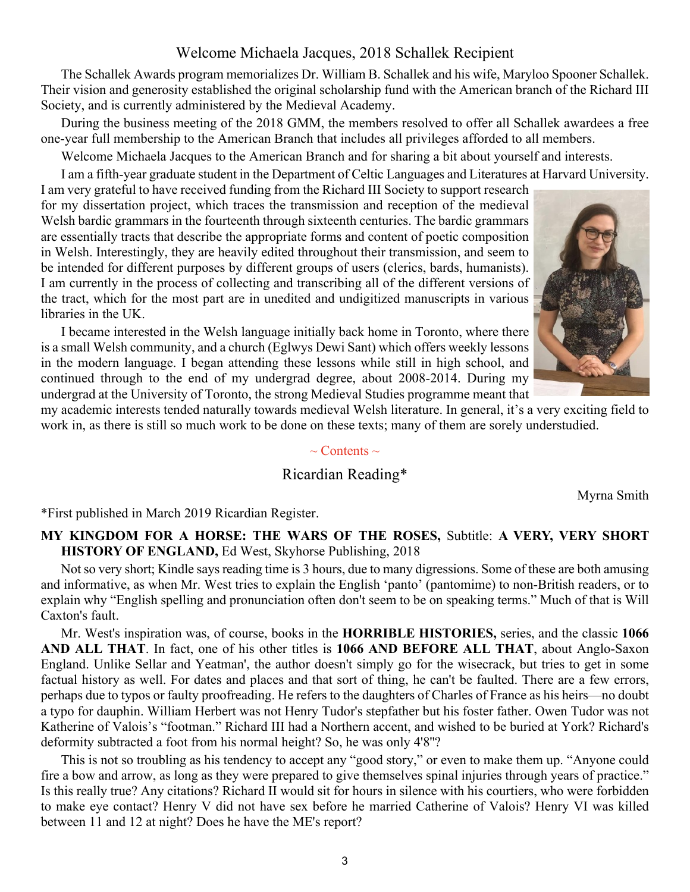## Welcome Michaela Jacques, 2018 Schallek Recipient

The Schallek Awards program memorializes Dr. William B. Schallek and his wife, Maryloo Spooner Schallek. Their vision and generosity established the original scholarship fund with the American branch of the Richard III Society, and is currently administered by the Medieval Academy.

During the business meeting of the 2018 GMM, the members resolved to offer all Schallek awardees a free one-year full membership to the American Branch that includes all privileges afforded to all members.

Welcome Michaela Jacques to the American Branch and for sharing a bit about yourself and interests.

I am a fifth-year graduate student in the Department of Celtic Languages and Literatures at Harvard University. I am very grateful to have received funding from the Richard III Society to support research for my dissertation project, which traces the transmission and reception of the medieval Welsh bardic grammars in the fourteenth through sixteenth centuries. The bardic grammars are essentially tracts that describe the appropriate forms and content of poetic composition in Welsh. Interestingly, they are heavily edited throughout their transmission, and seem to be intended for different purposes by different groups of users (clerics, bards, humanists). I am currently in the process of collecting and transcribing all of the different versions of the tract, which for the most part are in unedited and undigitized manuscripts in various libraries in the UK.

I became interested in the Welsh language initially back home in Toronto, where there is a small Welsh community, and a church (Eglwys Dewi Sant) which offers weekly lessons in the modern language. I began attending these lessons while still in high school, and continued through to the end of my undergrad degree, about 2008-2014. During my undergrad at the University of Toronto, the strong Medieval Studies programme meant that my academic interests tended naturally towards medieval Welsh literature. In general, it's a very exciting field to work in, as there is still so much work to be done on these texts; many of them are sorely understudied.

~ Contents ~

## Ricardian Reading*

Myrna Smith

*First published in March 2019 Ricardian Register.

**MY KINGDOM FOR A HORSE: THE WARS OF THE ROSES,** Subtitle: **A VERY, VERY SHORT HISTORY OF ENGLAND,** Ed West, Skyhorse Publishing, 2018

Not so very short; Kindle says reading time is 3 hours, due to many digressions. Some of these are both amusing and informative, as when Mr. West tries to explain the English 'panto' (pantomime) to non-British readers, or to explain why "English spelling and pronunciation often don't seem to be on speaking terms." Much of that is Will Caxton's fault.

Mr. West's inspiration was, of course, books in the **HORRIBLE HISTORIES,** series, and the classic **1066 AND ALL THAT**. In fact, one of his other titles is **1066 AND BEFORE ALL THAT**, about Anglo-Saxon England. Unlike Sellar and Yeatman', the author doesn't simply go for the wisecrack, but tries to get in some factual history as well. For dates and places and that sort of thing, he can't be faulted. There are a few errors, perhaps due to typos or faulty proofreading. He refers to the daughters of Charles of France as his heirs—no doubt a typo for dauphin. William Herbert was not Henry Tudor's stepfather but his foster father. Owen Tudor was not Katherine of Valois's "footman." Richard III had a Northern accent, and wished to be buried at York? Richard's deformity subtracted a foot from his normal height? So, he was only 4'8"?

This is not so troubling as his tendency to accept any "good story," or even to make them up. "Anyone could fire a bow and arrow, as long as they were prepared to give themselves spinal injuries through years of practice." Is this really true? Any citations? Richard II would sit for hours in silence with his courtiers, who were forbidden to make eye contact? Henry V did not have sex before he married Catherine of Valois? Henry VI was killed between 11 and 12 at night? Does he have the ME's report?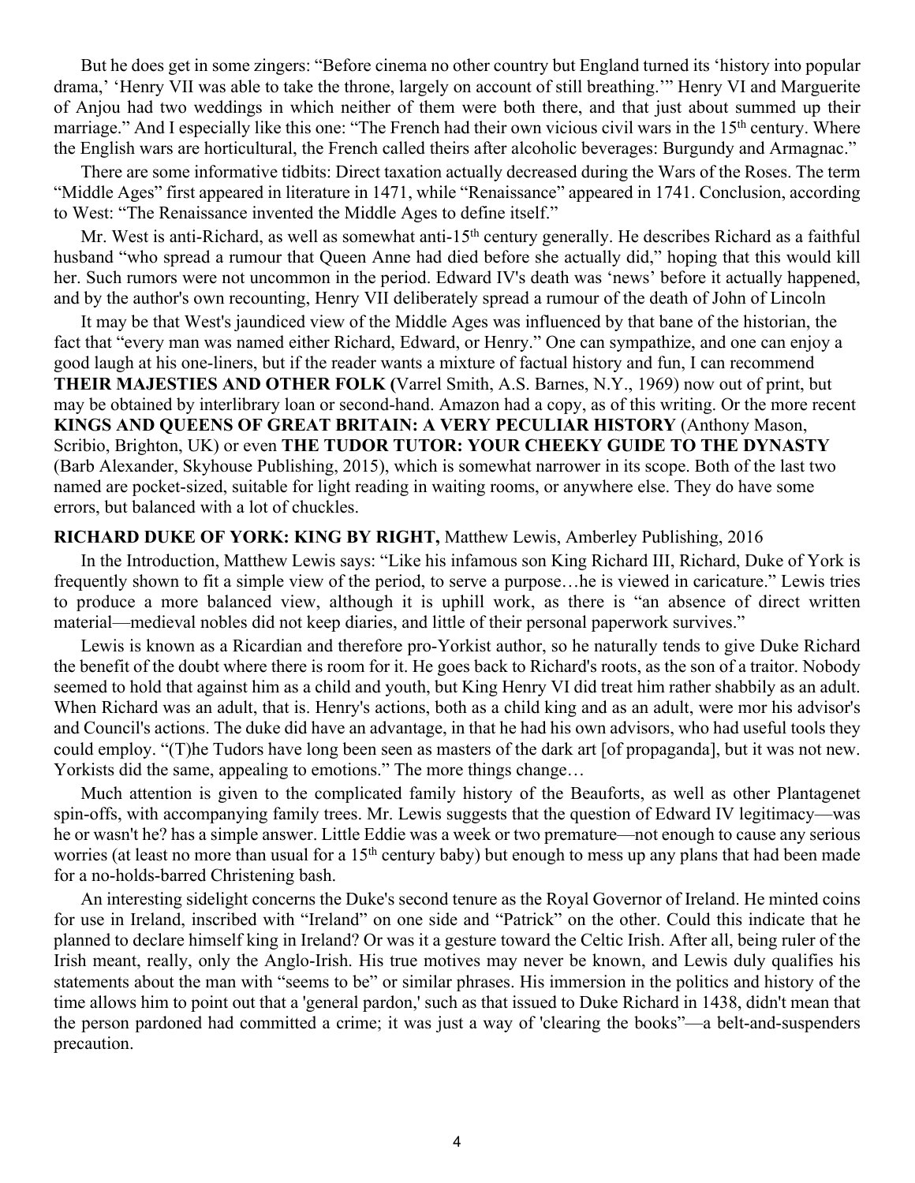But he does get in some zingers: "Before cinema no other country but England turned its 'history into popular drama,' 'Henry VII was able to take the throne, largely on account of still breathing.'" Henry VI and Marguerite of Anjou had two weddings in which neither of them were both there, and that just about summed up their marriage." And I especially like this one: "The French had their own vicious civil wars in the 15th century. Where the English wars are horticultural, the French called theirs after alcoholic beverages: Burgundy and Armagnac."

There are some informative tidbits: Direct taxation actually decreased during the Wars of the Roses. The term "Middle Ages" first appeared in literature in 1471, while "Renaissance" appeared in 1741. Conclusion, according to West: "The Renaissance invented the Middle Ages to define itself."

Mr. West is anti-Richard, as well as somewhat anti-15th century generally. He describes Richard as a faithful husband "who spread a rumour that Queen Anne had died before she actually did," hoping that this would kill her. Such rumors were not uncommon in the period. Edward IV's death was 'news' before it actually happened, and by the author's own recounting, Henry VII deliberately spread a rumour of the death of John of Lincoln

It may be that West's jaundiced view of the Middle Ages was influenced by that bane of the historian, the fact that "every man was named either Richard, Edward, or Henry." One can sympathize, and one can enjoy a good laugh at his one-liners, but if the reader wants a mixture of factual history and fun, I can recommend **THEIR MAJESTIES AND OTHER FOLK (**Varrel Smith, A.S. Barnes, N.Y., 1969) now out of print, but may be obtained by interlibrary loan or second-hand. Amazon had a copy, as of this writing. Or the more recent **KINGS AND QUEENS OF GREAT BRITAIN: A VERY PECULIAR HISTORY** (Anthony Mason, Scribio, Brighton, UK) or even **THE TUDOR TUTOR: YOUR CHEEKY GUIDE TO THE DYNASTY** (Barb Alexander, Skyhouse Publishing, 2015), which is somewhat narrower in its scope. Both of the last two named are pocket-sized, suitable for light reading in waiting rooms, or anywhere else. They do have some errors, but balanced with a lot of chuckles.

**RICHARD DUKE OF YORK: KING BY RIGHT,** Matthew Lewis, Amberley Publishing, 2016

In the Introduction, Matthew Lewis says: "Like his infamous son King Richard III, Richard, Duke of York is frequently shown to fit a simple view of the period, to serve a purpose…he is viewed in caricature." Lewis tries to produce a more balanced view, although it is uphill work, as there is "an absence of direct written material—medieval nobles did not keep diaries, and little of their personal paperwork survives."

Lewis is known as a Ricardian and therefore pro-Yorkist author, so he naturally tends to give Duke Richard the benefit of the doubt where there is room for it. He goes back to Richard's roots, as the son of a traitor. Nobody seemed to hold that against him as a child and youth, but King Henry VI did treat him rather shabbily as an adult. When Richard was an adult, that is. Henry's actions, both as a child king and as an adult, were mor his advisor's and Council's actions. The duke did have an advantage, in that he had his own advisors, who had useful tools they could employ. "(T)he Tudors have long been seen as masters of the dark art [of propaganda], but it was not new. Yorkists did the same, appealing to emotions." The more things change…

Much attention is given to the complicated family history of the Beauforts, as well as other Plantagenet spin-offs, with accompanying family trees. Mr. Lewis suggests that the question of Edward IV legitimacy—was he or wasn't he? has a simple answer. Little Eddie was a week or two premature—not enough to cause any serious worries (at least no more than usual for a 15th century baby) but enough to mess up any plans that had been made for a no-holds-barred Christening bash.

An interesting sidelight concerns the Duke's second tenure as the Royal Governor of Ireland. He minted coins for use in Ireland, inscribed with "Ireland" on one side and "Patrick" on the other. Could this indicate that he planned to declare himself king in Ireland? Or was it a gesture toward the Celtic Irish. After all, being ruler of the Irish meant, really, only the Anglo-Irish. His true motives may never be known, and Lewis duly qualifies his statements about the man with "seems to be" or similar phrases. His immersion in the politics and history of the time allows him to point out that a 'general pardon,' such as that issued to Duke Richard in 1438, didn't mean that the person pardoned had committed a crime; it was just a way of 'clearing the books"—a belt-and-suspenders precaution.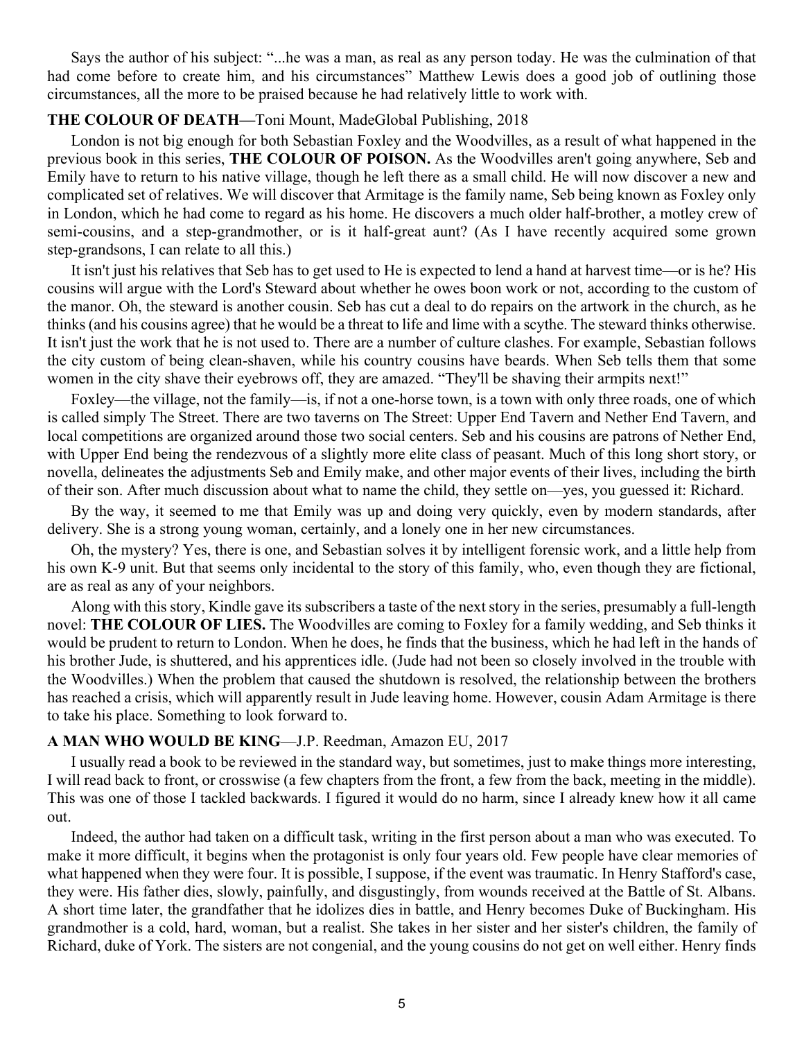Says the author of his subject: "...he was a man, as real as any person today. He was the culmination of that had come before to create him, and his circumstances" Matthew Lewis does a good job of outlining those circumstances, all the more to be praised because he had relatively little to work with.

**THE COLOUR OF DEATH—**Toni Mount, MadeGlobal Publishing, 2018

London is not big enough for both Sebastian Foxley and the Woodvilles, as a result of what happened in the previous book in this series, **THE COLOUR OF POISON.** As the Woodvilles aren't going anywhere, Seb and Emily have to return to his native village, though he left there as a small child. He will now discover a new and complicated set of relatives. We will discover that Armitage is the family name, Seb being known as Foxley only in London, which he had come to regard as his home. He discovers a much older half-brother, a motley crew of semi-cousins, and a step-grandmother, or is it half-great aunt? (As I have recently acquired some grown step-grandsons, I can relate to all this.)

It isn't just his relatives that Seb has to get used to He is expected to lend a hand at harvest time—or is he? His cousins will argue with the Lord's Steward about whether he owes boon work or not, according to the custom of the manor. Oh, the steward is another cousin. Seb has cut a deal to do repairs on the artwork in the church, as he thinks (and his cousins agree) that he would be a threat to life and lime with a scythe. The steward thinks otherwise. It isn't just the work that he is not used to. There are a number of culture clashes. For example, Sebastian follows the city custom of being clean-shaven, while his country cousins have beards. When Seb tells them that some women in the city shave their eyebrows off, they are amazed. "They'll be shaving their armpits next!"

Foxley—the village, not the family—is, if not a one-horse town, is a town with only three roads, one of which is called simply The Street. There are two taverns on The Street: Upper End Tavern and Nether End Tavern, and local competitions are organized around those two social centers. Seb and his cousins are patrons of Nether End, with Upper End being the rendezvous of a slightly more elite class of peasant. Much of this long short story, or novella, delineates the adjustments Seb and Emily make, and other major events of their lives, including the birth of their son. After much discussion about what to name the child, they settle on—yes, you guessed it: Richard.

By the way, it seemed to me that Emily was up and doing very quickly, even by modern standards, after delivery. She is a strong young woman, certainly, and a lonely one in her new circumstances.

Oh, the mystery? Yes, there is one, and Sebastian solves it by intelligent forensic work, and a little help from his own K-9 unit. But that seems only incidental to the story of this family, who, even though they are fictional, are as real as any of your neighbors.

Along with this story, Kindle gave its subscribers a taste of the next story in the series, presumably a full-length novel: **THE COLOUR OF LIES.** The Woodvilles are coming to Foxley for a family wedding, and Seb thinks it would be prudent to return to London. When he does, he finds that the business, which he had left in the hands of his brother Jude, is shuttered, and his apprentices idle. (Jude had not been so closely involved in the trouble with the Woodvilles.) When the problem that caused the shutdown is resolved, the relationship between the brothers has reached a crisis, which will apparently result in Jude leaving home. However, cousin Adam Armitage is there to take his place. Something to look forward to.

**A MAN WHO WOULD BE KING**—J.P. Reedman, Amazon EU, 2017

I usually read a book to be reviewed in the standard way, but sometimes, just to make things more interesting, I will read back to front, or crosswise (a few chapters from the front, a few from the back, meeting in the middle). This was one of those I tackled backwards. I figured it would do no harm, since I already knew how it all came out.

Indeed, the author had taken on a difficult task, writing in the first person about a man who was executed. To make it more difficult, it begins when the protagonist is only four years old. Few people have clear memories of what happened when they were four. It is possible, I suppose, if the event was traumatic. In Henry Stafford's case, they were. His father dies, slowly, painfully, and disgustingly, from wounds received at the Battle of St. Albans. A short time later, the grandfather that he idolizes dies in battle, and Henry becomes Duke of Buckingham. His grandmother is a cold, hard, woman, but a realist. She takes in her sister and her sister's children, the family of Richard, duke of York. The sisters are not congenial, and the young cousins do not get on well either. Henry finds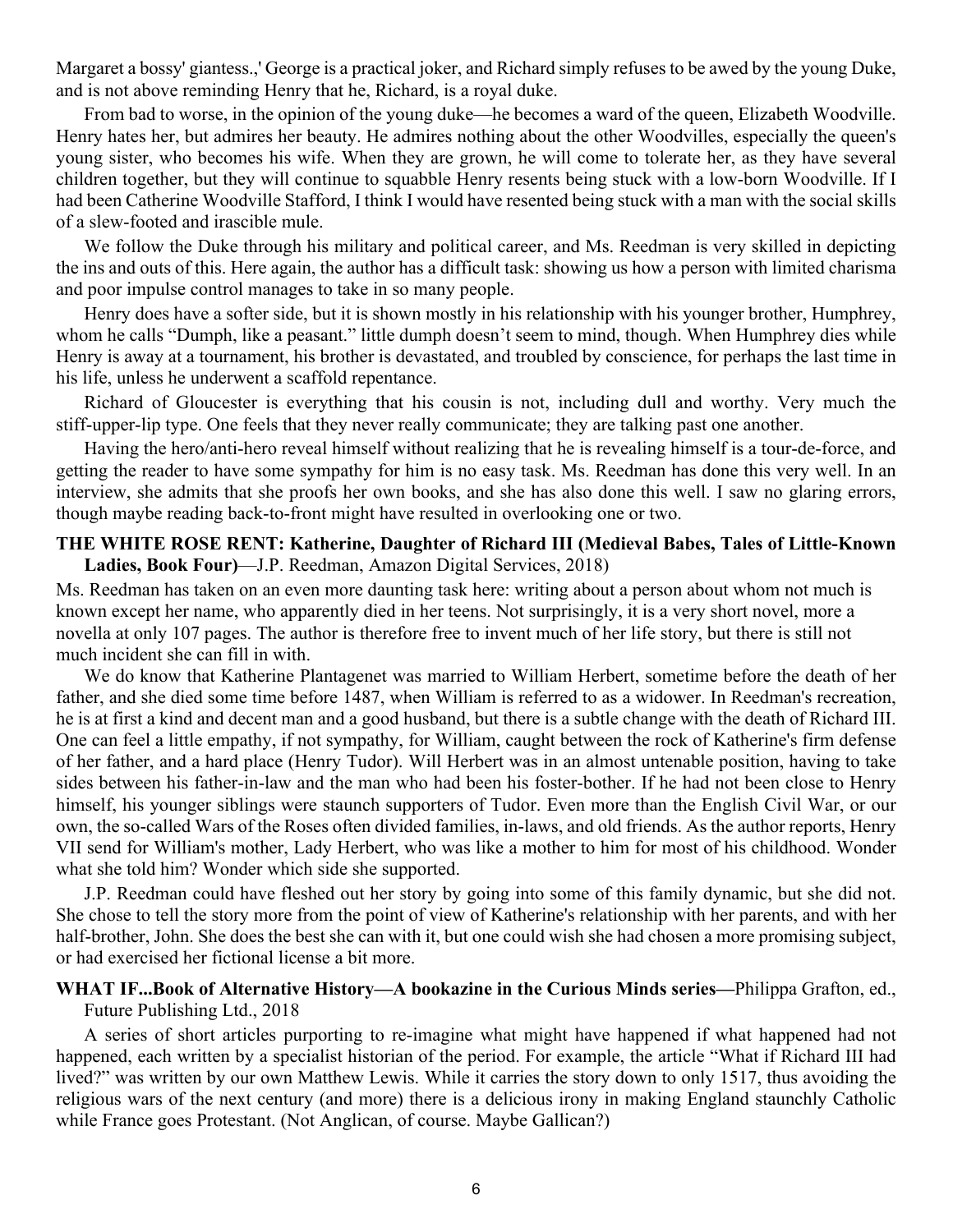Margaret a bossy' giantess.,' George is a practical joker, and Richard simply refuses to be awed by the young Duke, and is not above reminding Henry that he, Richard, is a royal duke.

From bad to worse, in the opinion of the young duke—he becomes a ward of the queen, Elizabeth Woodville. Henry hates her, but admires her beauty. He admires nothing about the other Woodvilles, especially the queen's young sister, who becomes his wife. When they are grown, he will come to tolerate her, as they have several children together, but they will continue to squabble Henry resents being stuck with a low-born Woodville. If I had been Catherine Woodville Stafford, I think I would have resented being stuck with a man with the social skills of a slew-footed and irascible mule.

We follow the Duke through his military and political career, and Ms. Reedman is very skilled in depicting the ins and outs of this. Here again, the author has a difficult task: showing us how a person with limited charisma and poor impulse control manages to take in so many people.

Henry does have a softer side, but it is shown mostly in his relationship with his younger brother, Humphrey, whom he calls "Dumph, like a peasant." little dumph doesn't seem to mind, though. When Humphrey dies while Henry is away at a tournament, his brother is devastated, and troubled by conscience, for perhaps the last time in his life, unless he underwent a scaffold repentance.

Richard of Gloucester is everything that his cousin is not, including dull and worthy. Very much the stiff-upper-lip type. One feels that they never really communicate; they are talking past one another.

Having the hero/anti-hero reveal himself without realizing that he is revealing himself is a tour-de-force, and getting the reader to have some sympathy for him is no easy task. Ms. Reedman has done this very well. In an interview, she admits that she proofs her own books, and she has also done this well. I saw no glaring errors, though maybe reading back-to-front might have resulted in overlooking one or two.

**THE WHITE ROSE RENT: Katherine, Daughter of Richard III (Medieval Babes, Tales of Little-Known Ladies, Book Four)**—J.P. Reedman, Amazon Digital Services, 2018)

Ms. Reedman has taken on an even more daunting task here: writing about a person about whom not much is known except her name, who apparently died in her teens. Not surprisingly, it is a very short novel, more a novella at only 107 pages. The author is therefore free to invent much of her life story, but there is still not much incident she can fill in with.

We do know that Katherine Plantagenet was married to William Herbert, sometime before the death of her father, and she died some time before 1487, when William is referred to as a widower. In Reedman's recreation, he is at first a kind and decent man and a good husband, but there is a subtle change with the death of Richard III. One can feel a little empathy, if not sympathy, for William, caught between the rock of Katherine's firm defense of her father, and a hard place (Henry Tudor). Will Herbert was in an almost untenable position, having to take sides between his father-in-law and the man who had been his foster-bother. If he had not been close to Henry himself, his younger siblings were staunch supporters of Tudor. Even more than the English Civil War, or our own, the so-called Wars of the Roses often divided families, in-laws, and old friends. As the author reports, Henry VII send for William's mother, Lady Herbert, who was like a mother to him for most of his childhood. Wonder what she told him? Wonder which side she supported.

J.P. Reedman could have fleshed out her story by going into some of this family dynamic, but she did not. She chose to tell the story more from the point of view of Katherine's relationship with her parents, and with her half-brother, John. She does the best she can with it, but one could wish she had chosen a more promising subject, or had exercised her fictional license a bit more.

**WHAT IF...Book of Alternative History—A bookazine in the Curious Minds series—**Philippa Grafton, ed., Future Publishing Ltd., 2018

A series of short articles purporting to re-imagine what might have happened if what happened had not happened, each written by a specialist historian of the period. For example, the article "What if Richard III had lived?" was written by our own Matthew Lewis. While it carries the story down to only 1517, thus avoiding the religious wars of the next century (and more) there is a delicious irony in making England staunchly Catholic while France goes Protestant. (Not Anglican, of course. Maybe Gallican?)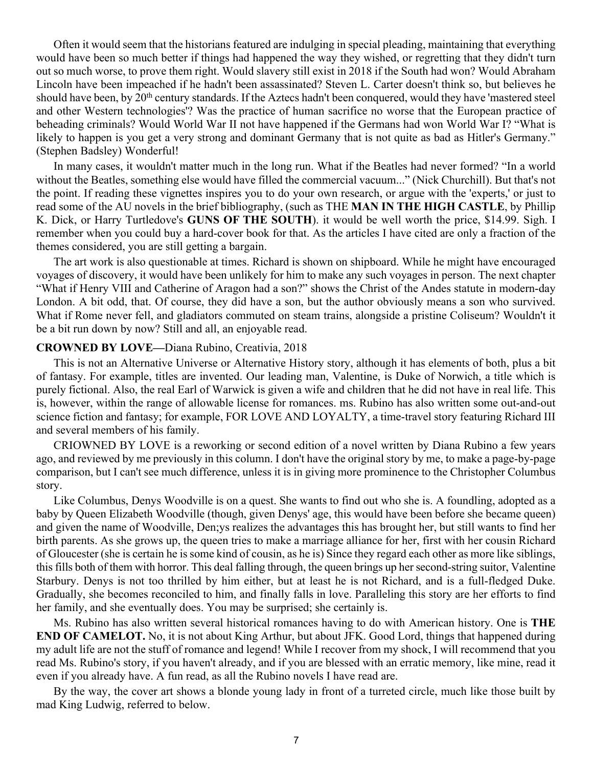Often it would seem that the historians featured are indulging in special pleading, maintaining that everything would have been so much better if things had happened the way they wished, or regretting that they didn't turn out so much worse, to prove them right. Would slavery still exist in 2018 if the South had won? Would Abraham Lincoln have been impeached if he hadn't been assassinated? Steven L. Carter doesn't think so, but believes he should have been, by 20th century standards. If the Aztecs hadn't been conquered, would they have 'mastered steel and other Western technologies'? Was the practice of human sacrifice no worse that the European practice of beheading criminals? Would World War II not have happened if the Germans had won World War I? "What is likely to happen is you get a very strong and dominant Germany that is not quite as bad as Hitler's Germany." (Stephen Badsley) Wonderful!

In many cases, it wouldn't matter much in the long run. What if the Beatles had never formed? "In a world without the Beatles, something else would have filled the commercial vacuum..." (Nick Churchill). But that's not the point. If reading these vignettes inspires you to do your own research, or argue with the 'experts,' or just to read some of the AU novels in the brief bibliography, (such as THE **MAN IN THE HIGH CASTLE**, by Phillip K. Dick, or Harry Turtledove's **GUNS OF THE SOUTH**). it would be well worth the price, $14.99. Sigh. I remember when you could buy a hard-cover book for that. As the articles I have cited are only a fraction of the themes considered, you are still getting a bargain.

The art work is also questionable at times. Richard is shown on shipboard. While he might have encouraged voyages of discovery, it would have been unlikely for him to make any such voyages in person. The next chapter "What if Henry VIII and Catherine of Aragon had a son?" shows the Christ of the Andes statute in modern-day London. A bit odd, that. Of course, they did have a son, but the author obviously means a son who survived. What if Rome never fell, and gladiators commuted on steam trains, alongside a pristine Coliseum? Wouldn't it be a bit run down by now? Still and all, an enjoyable read.

**CROWNED BY LOVE—**Diana Rubino, Creativia, 2018

This is not an Alternative Universe or Alternative History story, although it has elements of both, plus a bit of fantasy. For example, titles are invented. Our leading man, Valentine, is Duke of Norwich, a title which is purely fictional. Also, the real Earl of Warwick is given a wife and children that he did not have in real life. This is, however, within the range of allowable license for romances. ms. Rubino has also written some out-and-out science fiction and fantasy; for example, FOR LOVE AND LOYALTY, a time-travel story featuring Richard III and several members of his family.

CRIOWNED BY LOVE is a reworking or second edition of a novel written by Diana Rubino a few years ago, and reviewed by me previously in this column. I don't have the original story by me, to make a page-by-page comparison, but I can't see much difference, unless it is in giving more prominence to the Christopher Columbus story.

Like Columbus, Denys Woodville is on a quest. She wants to find out who she is. A foundling, adopted as a baby by Queen Elizabeth Woodville (though, given Denys' age, this would have been before she became queen) and given the name of Woodville, Den;ys realizes the advantages this has brought her, but still wants to find her birth parents. As she grows up, the queen tries to make a marriage alliance for her, first with her cousin Richard of Gloucester (she is certain he is some kind of cousin, as he is) Since they regard each other as more like siblings, this fills both of them with horror. This deal falling through, the queen brings up her second-string suitor, Valentine Starbury. Denys is not too thrilled by him either, but at least he is not Richard, and is a full-fledged Duke. Gradually, she becomes reconciled to him, and finally falls in love. Paralleling this story are her efforts to find her family, and she eventually does. You may be surprised; she certainly is.

Ms. Rubino has also written several historical romances having to do with American history. One is **THE END OF CAMELOT.** No, it is not about King Arthur, but about JFK. Good Lord, things that happened during my adult life are not the stuff of romance and legend! While I recover from my shock, I will recommend that you read Ms. Rubino's story, if you haven't already, and if you are blessed with an erratic memory, like mine, read it even if you already have. A fun read, as all the Rubino novels I have read are.

By the way, the cover art shows a blonde young lady in front of a turreted circle, much like those built by mad King Ludwig, referred to below.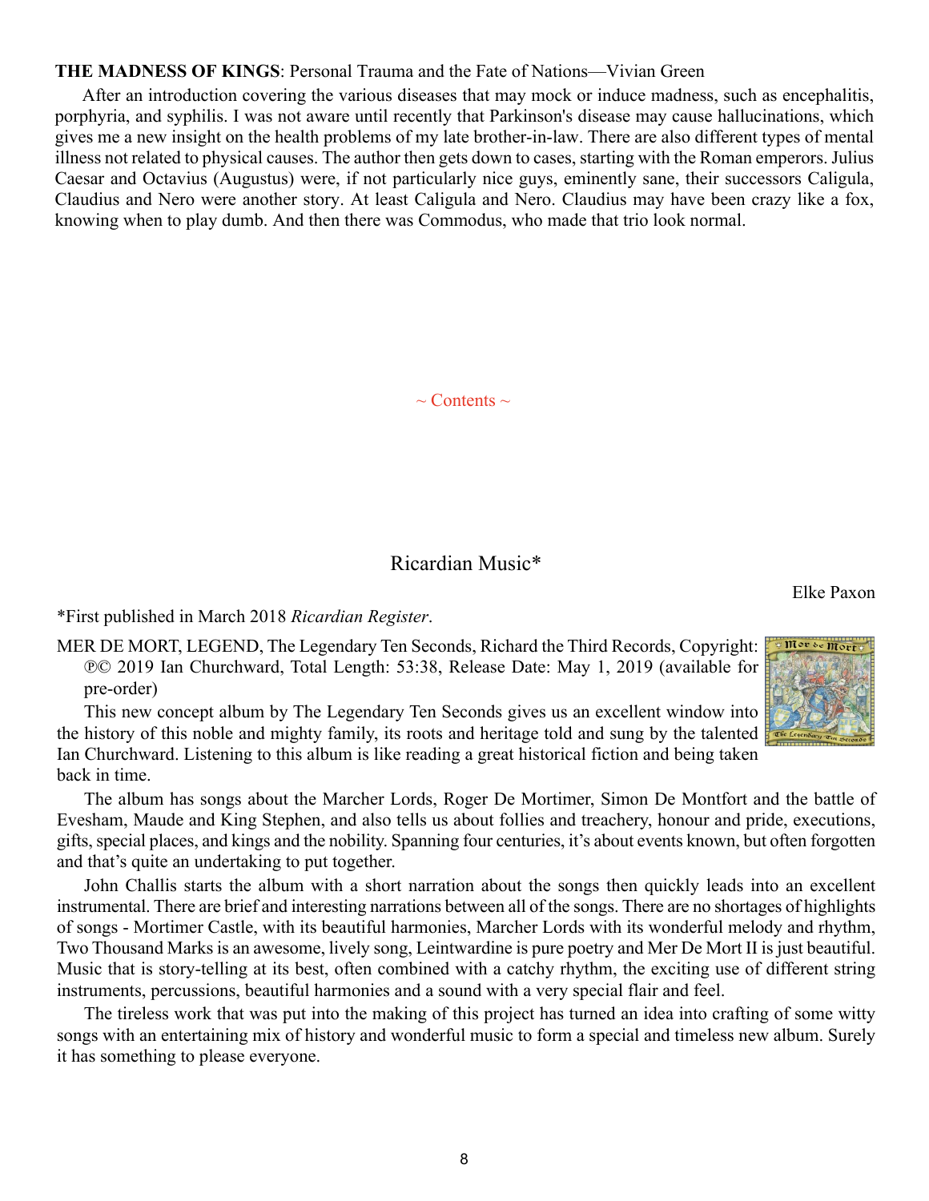**THE MADNESS OF KINGS**: Personal Trauma and the Fate of Nations—Vivian Green

After an introduction covering the various diseases that may mock or induce madness, such as encephalitis, porphyria, and syphilis. I was not aware until recently that Parkinson's disease may cause hallucinations, which gives me a new insight on the health problems of my late brother-in-law. There are also different types of mental illness not related to physical causes. The author then gets down to cases, starting with the Roman emperors. Julius Caesar and Octavius (Augustus) were, if not particularly nice guys, eminently sane, their successors Caligula, Claudius and Nero were another story. At least Caligula and Nero. Claudius may have been crazy like a fox, knowing when to play dumb. And then there was Commodus, who made that trio look normal.

~ Contents ~

## Ricardian Music*

Elke Paxon

*First published in March 2018 *Ricardian Register*.

MER DE MORT, LEGEND, The Legendary Ten Seconds, Richard the Third Records, Copyright: ℗© 2019 Ian Churchward, Total Length: 53:38, Release Date: May 1, 2019 (available for pre-order)

This new concept album by The Legendary Ten Seconds gives us an excellent window into the history of this noble and mighty family, its roots and heritage told and sung by the talented Ian Churchward. Listening to this album is like reading a great historical fiction and being taken back in time.

The album has songs about the Marcher Lords, Roger De Mortimer, Simon De Montfort and the battle of Evesham, Maude and King Stephen, and also tells us about follies and treachery, honour and pride, executions, gifts, special places, and kings and the nobility. Spanning four centuries, it's about events known, but often forgotten and that's quite an undertaking to put together.

John Challis starts the album with a short narration about the songs then quickly leads into an excellent instrumental. There are brief and interesting narrations between all of the songs. There are no shortages of highlights of songs - Mortimer Castle, with its beautiful harmonies, Marcher Lords with its wonderful melody and rhythm, Two Thousand Marks is an awesome, lively song, Leintwardine is pure poetry and Mer De Mort II is just beautiful. Music that is story-telling at its best, often combined with a catchy rhythm, the exciting use of different string instruments, percussions, beautiful harmonies and a sound with a very special flair and feel.

The tireless work that was put into the making of this project has turned an idea into crafting of some witty songs with an entertaining mix of history and wonderful music to form a special and timeless new album. Surely it has something to please everyone.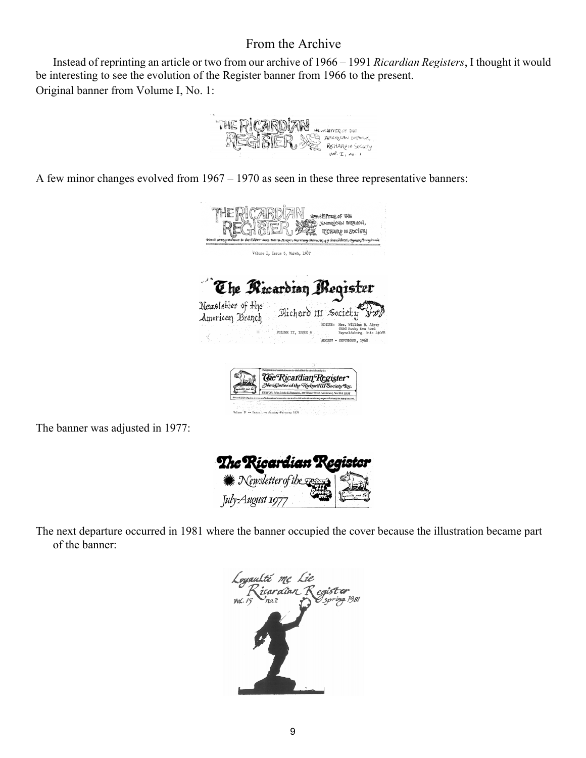## From the Archive

Instead of reprinting an article or two from our archive of 1966 – 1991 *Ricardian Registers*, I thought it would be interesting to see the evolution of the Register banner from 1966 to the present.

Original banner from Volume I, No. 1:

A few minor changes evolved from 1967 – 1970 as seen in these three representative banners:

The banner was adjusted in 1977:

The next departure occurred in 1981 where the banner occupied the cover because the illustration became part of the banner: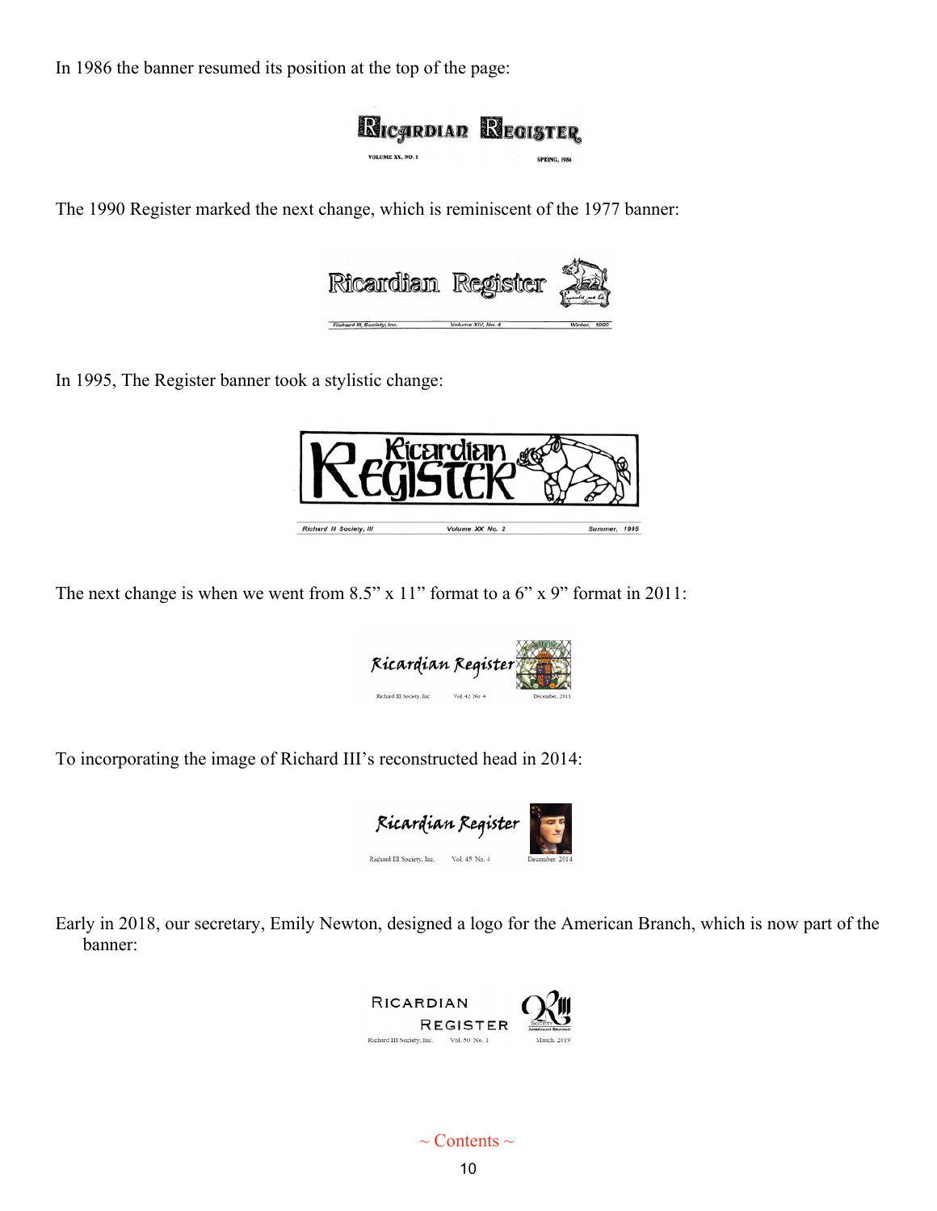In 1986 the banner resumed its position at the top of the page:

The 1990 Register marked the next change, which is reminiscent of the 1977 banner:

In 1995, The Register banner took a stylistic change:

The next change is when we went from 8.5" x 11" format to a 6" x 9" format in 2011:

To incorporating the image of Richard III's reconstructed head in 2014:

Early in 2018, our secretary, Emily Newton, designed a logo for the American Branch, which is now part of the banner:

~ Contents ~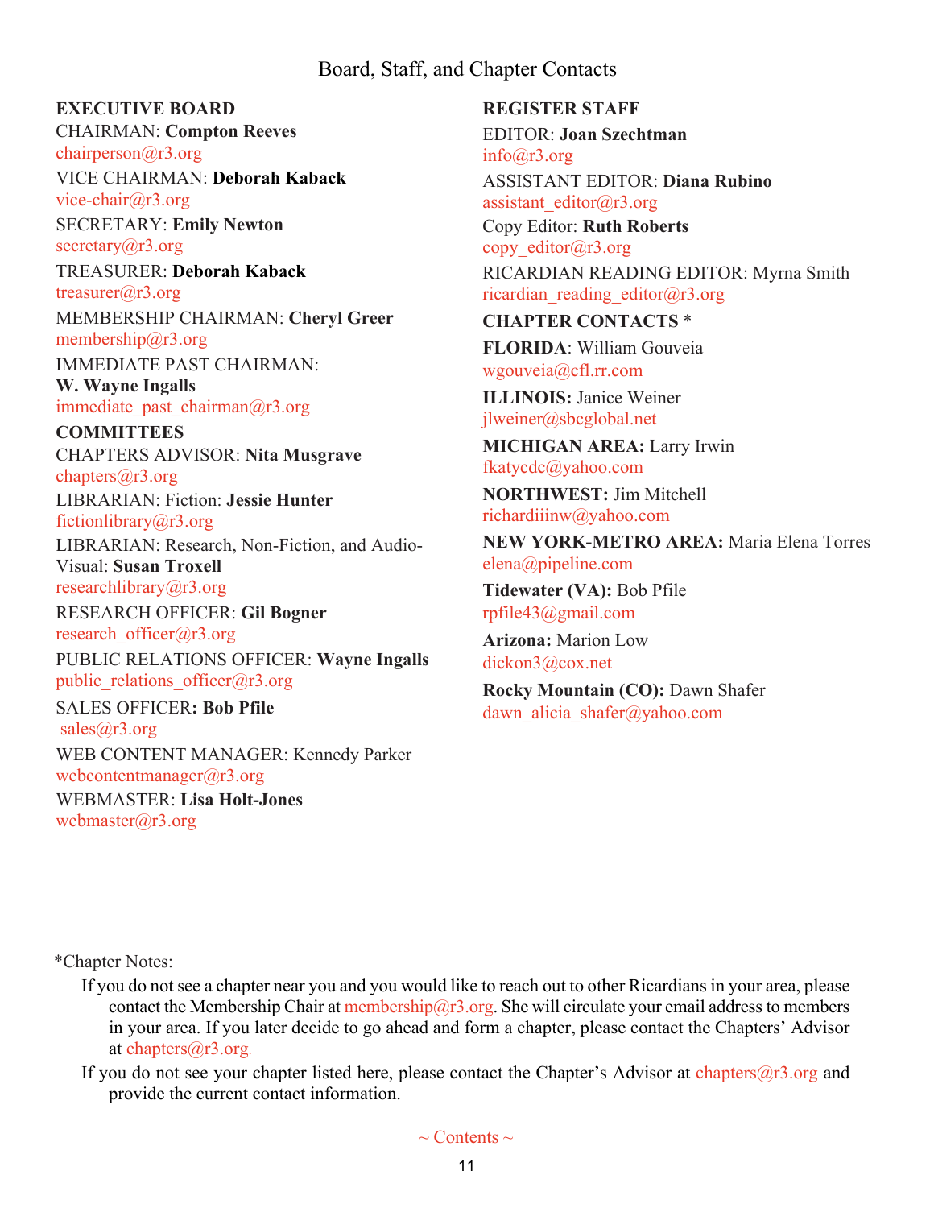# Board, Staff, and Chapter Contacts

**EXECUTIVE BOARD**

CHAIRMAN: **Compton Reeves**
chairperson@r3.org

VICE CHAIRMAN: **Deborah Kaback**
vice-chair@r3.org

SECRETARY: **Emily Newton**
secretary@r3.org

TREASURER: **Deborah Kaback**
treasurer@r3.org

MEMBERSHIP CHAIRMAN: **Cheryl Greer**
membership@r3.org

IMMEDIATE PAST CHAIRMAN:
**W. Wayne Ingalls**
immediate_past_chairman@r3.org

**COMMITTEES**

CHAPTERS ADVISOR: **Nita Musgrave**
chapters@r3.org

LIBRARIAN: Fiction: **Jessie Hunter**
fictionlibrary@r3.org

LIBRARIAN: Research, Non-Fiction, and Audio-Visual: **Susan Troxell**
researchlibrary@r3.org

RESEARCH OFFICER: **Gil Bogner**
research_officer@r3.org

PUBLIC RELATIONS OFFICER: **Wayne Ingalls**
public_relations_officer@r3.org

SALES OFFICER**: Bob Pfile**
sales@r3.org

WEB CONTENT MANAGER: Kennedy Parker
webcontentmanager@r3.org

WEBMASTER: **Lisa Holt-Jones**
webmaster@r3.org

**REGISTER STAFF**

EDITOR: **Joan Szechtman**
info@r3.org

ASSISTANT EDITOR: **Diana Rubino**
assistant_editor@r3.org

Copy Editor: **Ruth Roberts**
copy_editor@r3.org

RICARDIAN READING EDITOR: Myrna Smith
ricardian_reading_editor@r3.org

**CHAPTER CONTACTS** *

**FLORIDA**: William Gouveia
wgouveia@cfl.rr.com

**ILLINOIS:** Janice Weiner
jlweiner@sbcglobal.net

**MICHIGAN AREA:** Larry Irwin
fkatycdc@yahoo.com

**NORTHWEST:** Jim Mitchell
richardiiinw@yahoo.com

**NEW YORK-METRO AREA:** Maria Elena Torres
elena@pipeline.com

**Tidewater (VA):** Bob Pfile
rpfile43@gmail.com

**Arizona:** Marion Low
dickon3@cox.net

**Rocky Mountain (CO):** Dawn Shafer
dawn_alicia_shafer@yahoo.com

*Chapter Notes:

If you do not see a chapter near you and you would like to reach out to other Ricardians in your area, please contact the Membership Chair at membership@r3.org. She will circulate your email address to members in your area. If you later decide to go ahead and form a chapter, please contact the Chapters' Advisor at chapters@r3.org.

If you do not see your chapter listed here, please contact the Chapter's Advisor at chapters@r3.org and provide the current contact information.

~ Contents ~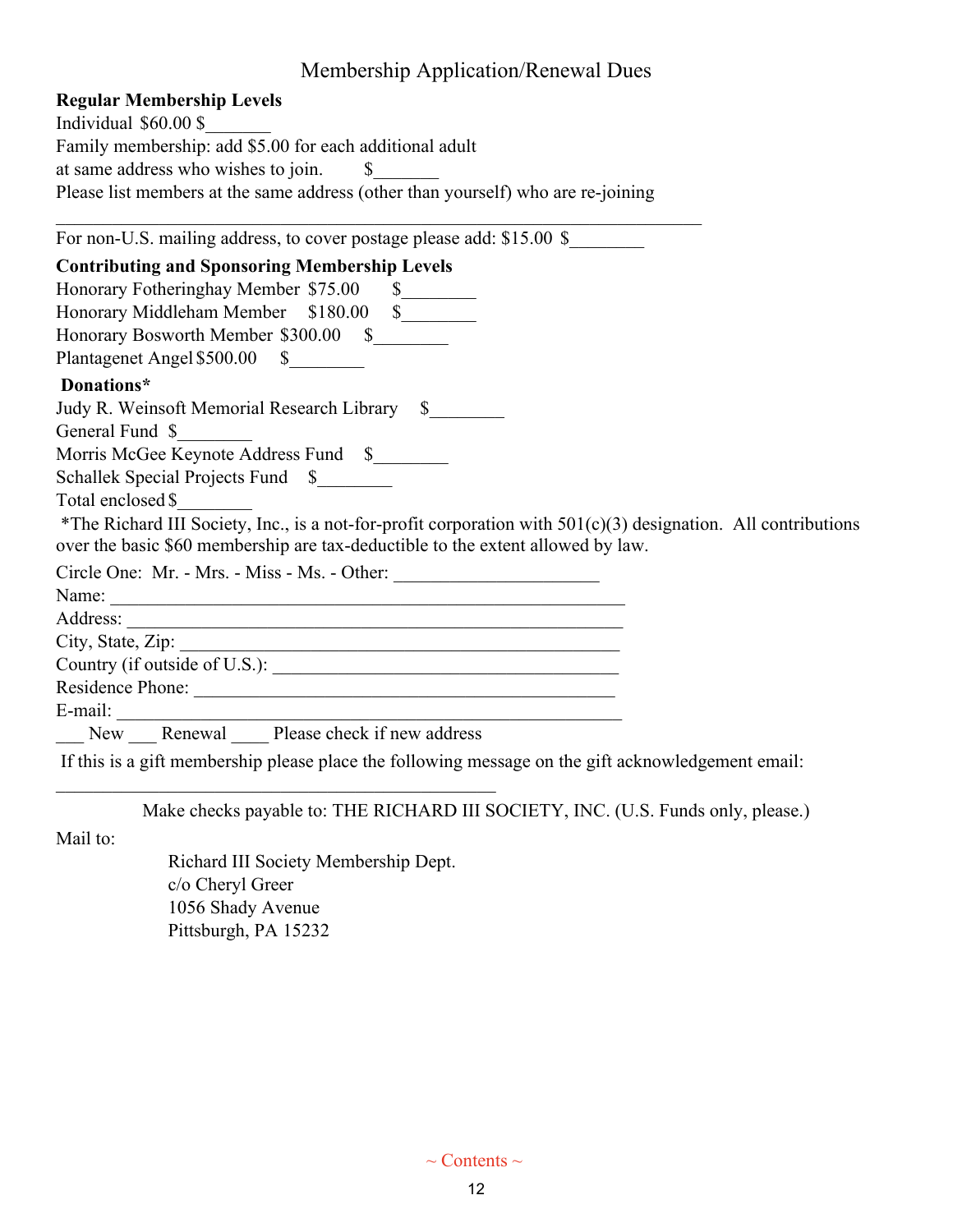# Membership Application/Renewal Dues

**Regular Membership Levels**

Individual $60.00 $_______

Family membership: add $5.00 for each additional adult at same address who wishes to join. $_______

Please list members at the same address (other than yourself) who are re-joining

_______________________________________________________________________

For non-U.S. mailing address, to cover postage please add: $15.00 $________

**Contributing and Sponsoring Membership Levels**

Honorary Fotheringhay Member $75.00 $________

Honorary Middleham Member $180.00 $________

Honorary Bosworth Member $300.00 $________

Plantagenet Angel $500.00 $________

**Donations***

Judy R. Weinsoft Memorial Research Library $________

General Fund $________

Morris McGee Keynote Address Fund $________

Schallek Special Projects Fund $________

Total enclosed $________

*The Richard III Society, Inc., is a not-for-profit corporation with 501(c)(3) designation. All contributions over the basic $60 membership are tax-deductible to the extent allowed by law.

Circle One: Mr. - Mrs. - Miss - Ms. - Other: ______________________

Name: _______________________________________________________

Address: _____________________________________________________

City, State, Zip: ________________________________________________

Country (if outside of U.S.): ____________________________________

Residence Phone: ______________________________________________

E-mail: _______________________________________________________

___ New ___ Renewal ____ Please check if new address

If this is a gift membership please place the following message on the gift acknowledgement email:

_______________________________________________

Make checks payable to: THE RICHARD III SOCIETY, INC. (U.S. Funds only, please.)

Mail to:

Richard III Society Membership Dept.
c/o Cheryl Greer
1056 Shady Avenue
Pittsburgh, PA 15232

~ Contents ~